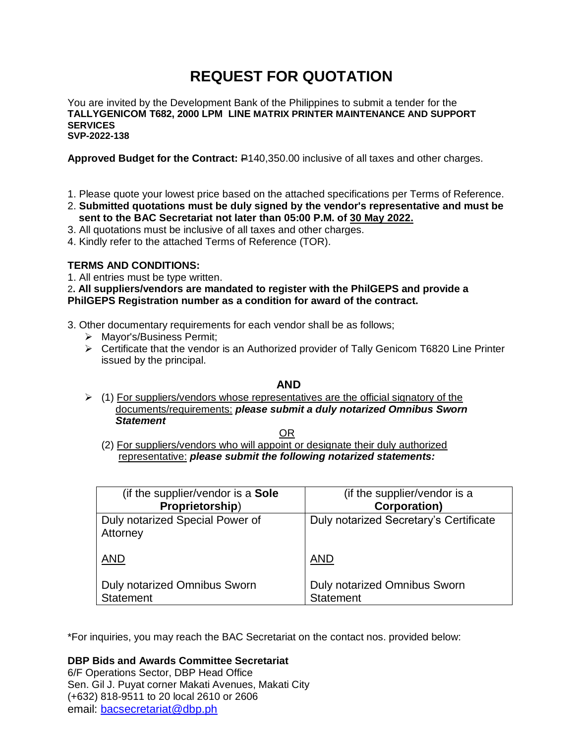# REQUEST FOR QUOTATION

You are invited by the Development Bank of the Philippines to submit a tender for the
**TALLYGENICOM T682, 2000 LPM LINE MATRIX PRINTER MAINTENANCE AND SUPPORT SERVICES**
**SVP-2022-138**

**Approved Budget for the Contract:** ₱140,350.00 inclusive of all taxes and other charges.

1. Please quote your lowest price based on the attached specifications per Terms of Reference.
2. **Submitted quotations must be duly signed by the vendor's representative and must be sent to the BAC Secretariat not later than 05:00 P.M. of 30 May 2022.**
3. All quotations must be inclusive of all taxes and other charges.
4. Kindly refer to the attached Terms of Reference (TOR).

**TERMS AND CONDITIONS:**

1. All entries must be type written.
2. **All suppliers/vendors are mandated to register with the PhilGEPS and provide a PhilGEPS Registration number as a condition for award of the contract.**
3. Other documentary requirements for each vendor shall be as follows;
   - Mayor's/Business Permit;
   - Certificate that the vendor is an Authorized provider of Tally Genicom T6820 Line Printer issued by the principal.

**AND**

- (1) For suppliers/vendors whose representatives are the official signatory of the documents/requirements: ***please submit a duly notarized Omnibus Sworn Statement***

OR

(2) For suppliers/vendors who will appoint or designate their duly authorized representative: ***please submit the following notarized statements:***

| (if the supplier/vendor is a **Sole Proprietorship**) | (if the supplier/vendor is a **Corporation)** |
|---|---|
| Duly notarized Special Power of Attorney<br><br>AND<br><br>Duly notarized Omnibus Sworn Statement | Duly notarized Secretary's Certificate<br><br>AND<br><br>Duly notarized Omnibus Sworn Statement |

*For inquiries, you may reach the BAC Secretariat on the contact nos. provided below:

**DBP Bids and Awards Committee Secretariat**
6/F Operations Sector, DBP Head Office
Sen. Gil J. Puyat corner Makati Avenues, Makati City
(+632) 818-9511 to 20 local 2610 or 2606
email: bacsecretariat@dbp.ph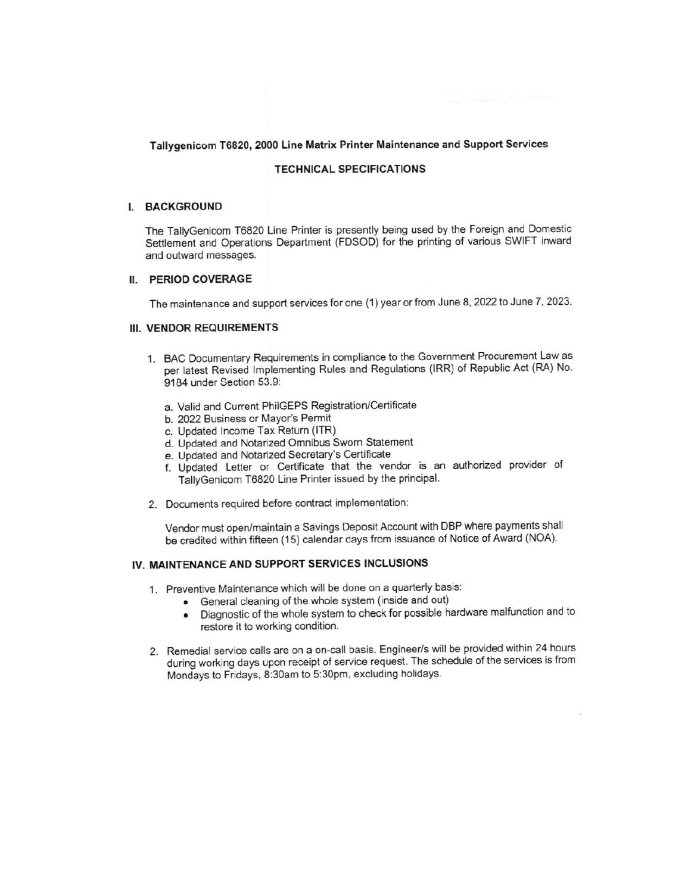**Tallygenicom T6820, 2000 Line Matrix Printer Maintenance and Support Services**

**TECHNICAL SPECIFICATIONS**

## I. BACKGROUND

The TallyGenicom T6820 Line Printer is presently being used by the Foreign and Domestic Settlement and Operations Department (FDSOD) for the printing of various SWIFT inward and outward messages.

## II. PERIOD COVERAGE

The maintenance and support services for one (1) year or from June 8, 2022 to June 7, 2023.

## III. VENDOR REQUIREMENTS

1. BAC Documentary Requirements in compliance to the Government Procurement Law as per latest Revised Implementing Rules and Regulations (IRR) of Republic Act (RA) No. 9184 under Section 53.9:

   a. Valid and Current PhilGEPS Registration/Certificate
   b. 2022 Business or Mayor's Permit
   c. Updated Income Tax Return (ITR)
   d. Updated and Notarized Omnibus Sworn Statement
   e. Updated and Notarized Secretary's Certificate
   f. Updated Letter or Certificate that the vendor is an authorized provider of TallyGenicom T6820 Line Printer issued by the principal.

2. Documents required before contract implementation:

   Vendor must open/maintain a Savings Deposit Account with DBP where payments shall be credited within fifteen (15) calendar days from issuance of Notice of Award (NOA).

## IV. MAINTENANCE AND SUPPORT SERVICES INCLUSIONS

1. Preventive Maintenance which will be done on a quarterly basis:
   - General cleaning of the whole system (inside and out)
   - Diagnostic of the whole system to check for possible hardware malfunction and to restore it to working condition.

2. Remedial service calls are on a on-call basis. Engineer/s will be provided within 24 hours during working days upon receipt of service request. The schedule of the services is from Mondays to Fridays, 8:30am to 5:30pm, excluding holidays.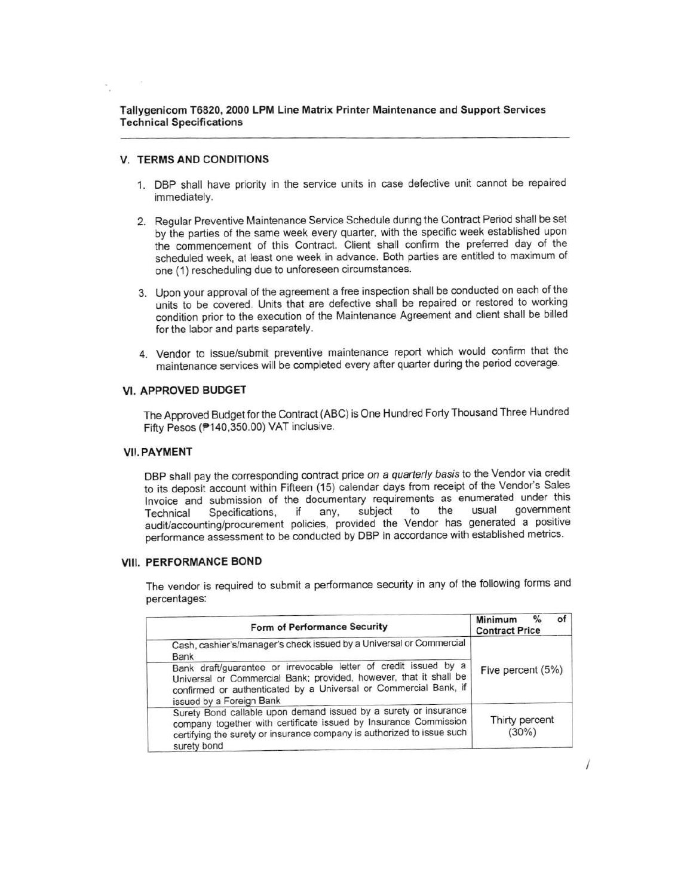Tallygenicom T6820, 2000 LPM Line Matrix Printer Maintenance and Support Services Technical Specifications

## V. TERMS AND CONDITIONS

1. DBP shall have priority in the service units in case defective unit cannot be repaired immediately.

2. Regular Preventive Maintenance Service Schedule during the Contract Period shall be set by the parties of the same week every quarter, with the specific week established upon the commencement of this Contract. Client shall confirm the preferred day of the scheduled week, at least one week in advance. Both parties are entitled to maximum of one (1) rescheduling due to unforeseen circumstances.

3. Upon your approval of the agreement a free inspection shall be conducted on each of the units to be covered. Units that are defective shall be repaired or restored to working condition prior to the execution of the Maintenance Agreement and client shall be billed for the labor and parts separately.

4. Vendor to issue/submit preventive maintenance report which would confirm that the maintenance services will be completed every after quarter during the period coverage.

## VI. APPROVED BUDGET

The Approved Budget for the Contract (ABC) is One Hundred Forty Thousand Three Hundred Fifty Pesos (₱140,350.00) VAT inclusive.

## VII. PAYMENT

DBP shall pay the corresponding contract price *on a quarterly basis* to the Vendor via credit to its deposit account within Fifteen (15) calendar days from receipt of the Vendor's Sales Invoice and submission of the documentary requirements as enumerated under this Technical Specifications, if any, subject to the usual government audit/accounting/procurement policies, provided the Vendor has generated a positive performance assessment to be conducted by DBP in accordance with established metrics.

## VIII. PERFORMANCE BOND

The vendor is required to submit a performance security in any of the following forms and percentages:

| Form of Performance Security | Minimum % of Contract Price |
|---|---|
| Cash, cashier's/manager's check issued by a Universal or Commercial Bank | Five percent (5%) |
| Bank draft/guarantee or irrevocable letter of credit issued by a Universal or Commercial Bank; provided, however, that it shall be confirmed or authenticated by a Universal or Commercial Bank, if issued by a Foreign Bank | |
| Surety Bond callable upon demand issued by a surety or insurance company together with certificate issued by Insurance Commission certifying the surety or insurance company is authorized to issue such surety bond | Thirty percent (30%) |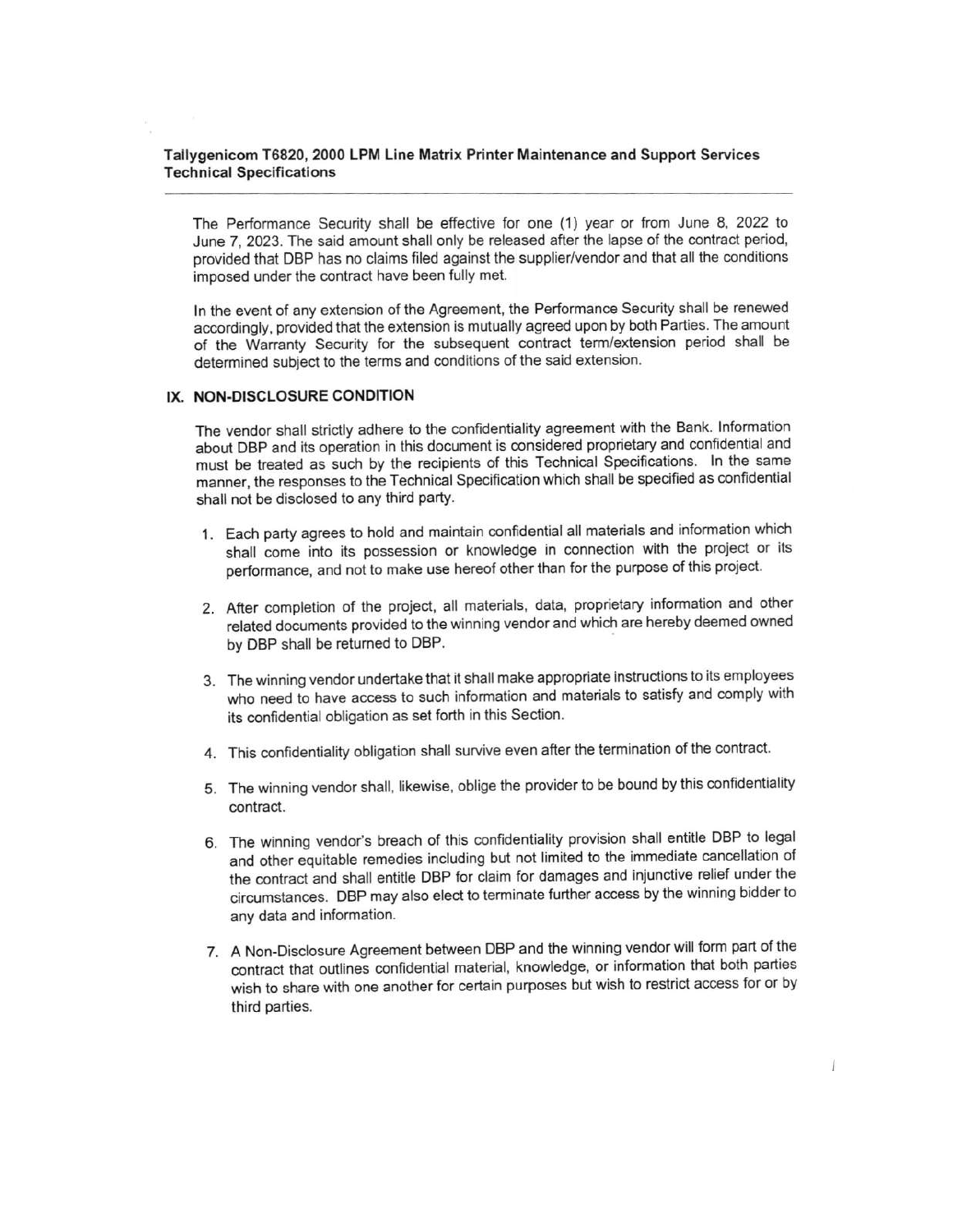The Performance Security shall be effective for one (1) year or from June 8, 2022 to June 7, 2023. The said amount shall only be released after the lapse of the contract period, provided that DBP has no claims filed against the supplier/vendor and that all the conditions imposed under the contract have been fully met.

In the event of any extension of the Agreement, the Performance Security shall be renewed accordingly, provided that the extension is mutually agreed upon by both Parties. The amount of the Warranty Security for the subsequent contract term/extension period shall be determined subject to the terms and conditions of the said extension.

## IX. NON-DISCLOSURE CONDITION

The vendor shall strictly adhere to the confidentiality agreement with the Bank. Information about DBP and its operation in this document is considered proprietary and confidential and must be treated as such by the recipients of this Technical Specifications. In the same manner, the responses to the Technical Specification which shall be specified as confidential shall not be disclosed to any third party.

1. Each party agrees to hold and maintain confidential all materials and information which shall come into its possession or knowledge in connection with the project or its performance, and not to make use hereof other than for the purpose of this project.
2. After completion of the project, all materials, data, proprietary information and other related documents provided to the winning vendor and which are hereby deemed owned by DBP shall be returned to DBP.
3. The winning vendor undertake that it shall make appropriate instructions to its employees who need to have access to such information and materials to satisfy and comply with its confidential obligation as set forth in this Section.
4. This confidentiality obligation shall survive even after the termination of the contract.
5. The winning vendor shall, likewise, oblige the provider to be bound by this confidentiality contract.
6. The winning vendor's breach of this confidentiality provision shall entitle DBP to legal and other equitable remedies including but not limited to the immediate cancellation of the contract and shall entitle DBP for claim for damages and injunctive relief under the circumstances. DBP may also elect to terminate further access by the winning bidder to any data and information.
7. A Non-Disclosure Agreement between DBP and the winning vendor will form part of the contract that outlines confidential material, knowledge, or information that both parties wish to share with one another for certain purposes but wish to restrict access for or by third parties.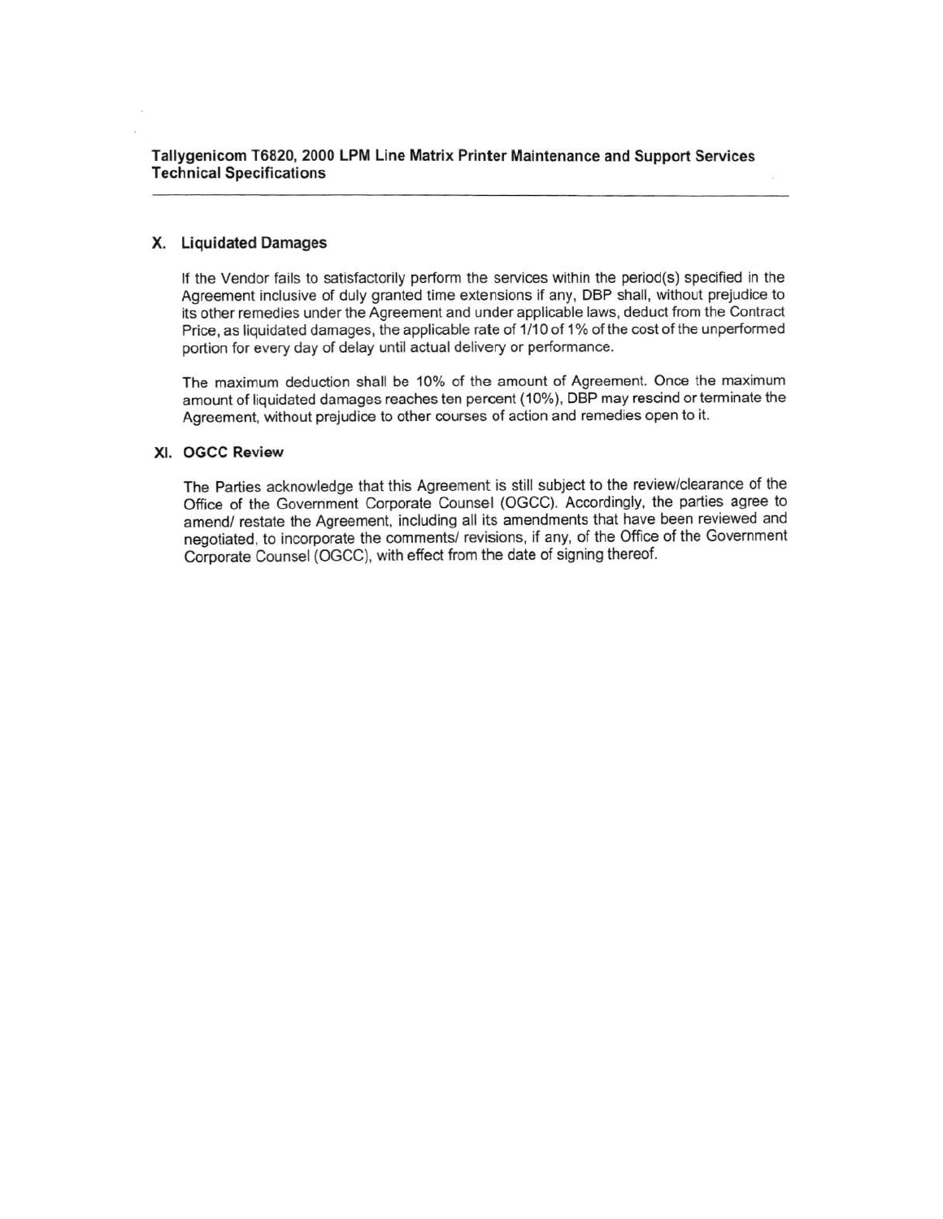## X. Liquidated Damages

If the Vendor fails to satisfactorily perform the services within the period(s) specified in the Agreement inclusive of duly granted time extensions if any, DBP shall, without prejudice to its other remedies under the Agreement and under applicable laws, deduct from the Contract Price, as liquidated damages, the applicable rate of 1/10 of 1% of the cost of the unperformed portion for every day of delay until actual delivery or performance.

The maximum deduction shall be 10% of the amount of Agreement. Once the maximum amount of liquidated damages reaches ten percent (10%), DBP may rescind or terminate the Agreement, without prejudice to other courses of action and remedies open to it.

## XI. OGCC Review

The Parties acknowledge that this Agreement is still subject to the review/clearance of the Office of the Government Corporate Counsel (OGCC). Accordingly, the parties agree to amend/ restate the Agreement, including all its amendments that have been reviewed and negotiated, to incorporate the comments/ revisions, if any, of the Office of the Government Corporate Counsel (OGCC), with effect from the date of signing thereof.